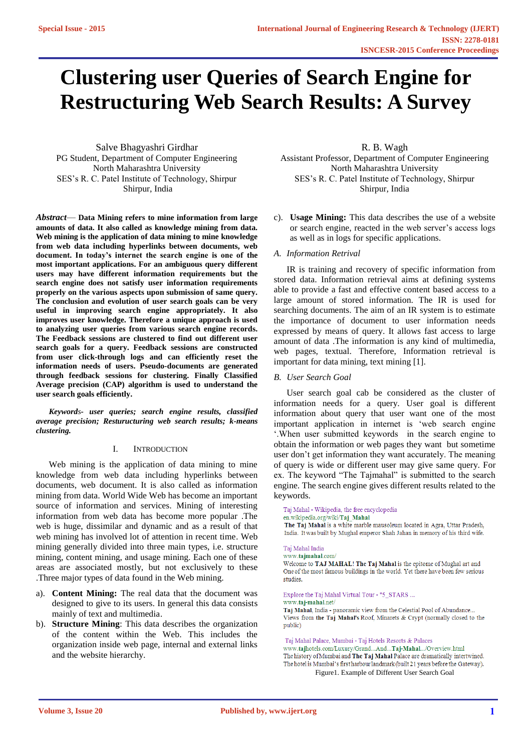# Clustering user Queries of Search Engine for Restructuring Web Search Results: A Survey

Salve Bhagyashri Girdhar
PG Student, Department of Computer Engineering
North Maharashtra University
SES's R. C. Patel Institute of Technology, Shirpur
Shirpur, India

R. B. Wagh
Assistant Professor, Department of Computer Engineering
North Maharashtra University
SES's R. C. Patel Institute of Technology, Shirpur
Shirpur, India

***Abstract*— Data Mining refers to mine information from large amounts of data. It also called as knowledge mining from data. Web mining is the application of data mining to mine knowledge from web data including hyperlinks between documents, web document. In today's internet the search engine is one of the most important applications. For an ambiguous query different users may have different information requirements but the search engine does not satisfy user information requirements properly on the various aspects upon submission of same query. The conclusion and evolution of user search goals can be very useful in improving search engine appropriately. It also improves user knowledge. Therefore a unique approach is used to analyzing user queries from various search engine records. The Feedback sessions are clustered to find out different user search goals for a query. Feedback sessions are constructed from user click-through logs and can efficiently reset the information needs of users. Pseudo-documents are generated through feedback sessions for clustering. Finally Classified Average precision (CAP) algorithm is used to understand the user search goals efficiently.**

***Keywords- user queries; search engine results, classified average precision; Resturucturing web search results; k-means clustering.***

## I. Introduction

Web mining is the application of data mining to mine knowledge from web data including hyperlinks between documents, web document. It is also called as information mining from data. World Wide Web has become an important source of information and services. Mining of interesting information from web data has become more popular .The web is huge, dissimilar and dynamic and as a result of that web mining has involved lot of attention in recent time. Web mining generally divided into three main types, i.e. structure mining, content mining, and usage mining. Each one of these areas are associated mostly, but not exclusively to these .Three major types of data found in the Web mining.

a). **Content Mining:** The real data that the document was designed to give to its users. In general this data consists mainly of text and multimedia.

b). **Structure Mining**: This data describes the organization of the content within the Web. This includes the organization inside web page, internal and external links and the website hierarchy.

c). **Usage Mining:** This data describes the use of a website or search engine, reacted in the web server's access logs as well as in logs for specific applications.

### A. *Information Retrival*

IR is training and recovery of specific information from stored data. Information retrieval aims at defining systems able to provide a fast and effective content based access to a large amount of stored information. The IR is used for searching documents. The aim of an IR system is to estimate the importance of document to user information needs expressed by means of query. It allows fast access to large amount of data .The information is any kind of multimedia, web pages, textual. Therefore, Information retrieval is important for data mining, text mining [1].

### B. *User Search Goal*

User search goal cab be considered as the cluster of information needs for a query. User goal is different information about query that user want one of the most important application in internet is 'web search engine '.When user submitted keywords in the search engine to obtain the information or web pages they want but sometime user don't get information they want accurately. The meaning of query is wide or different user may give same query. For ex. The keyword "The Tajmahal" is submitted to the search engine. The search engine gives different results related to the keywords.

Taj Mahal - Wikipedia, the free encyclopedia
en.wikipedia.org/wiki/**Taj_Mahal**
**The Taj Mahal** is a white marble mausoleum located in Agra, Uttar Pradesh, India. It was built by Mughal emperor Shah Jahan in memory of his third wife.

Taj Mahal India
www.**tajmahal**.com/
Welcome to **TAJ MAHAL! The Taj Mahal** is the epitome of Mughal art and One of the most famous buildings in the world. Yet there have been few serious studies.

Explore the Taj Mahal Virtual Tour - "5_STARS ...
www.**taj-mahal**.net/
**Taj Mahal**, India - panoramic view from the Celestial Pool of Abundance... Views from **the Taj Mahal's** Roof, Minarets & Crypt (normally closed to the public)

Taj Mahal Palace, Mumbai - Taj Hotels Resorts & Palaces
www.**taj**hotels.com/Luxury/Grand...And...**Taj-Mahal**.../Overview.html
The history of Mumbai and **The Taj Mahal** Palace are dramatically intertwined. The hotel is Mumbai's first harbour landmark (built 21 years before the Gateway).

Figure1. Example of Different User Search Goal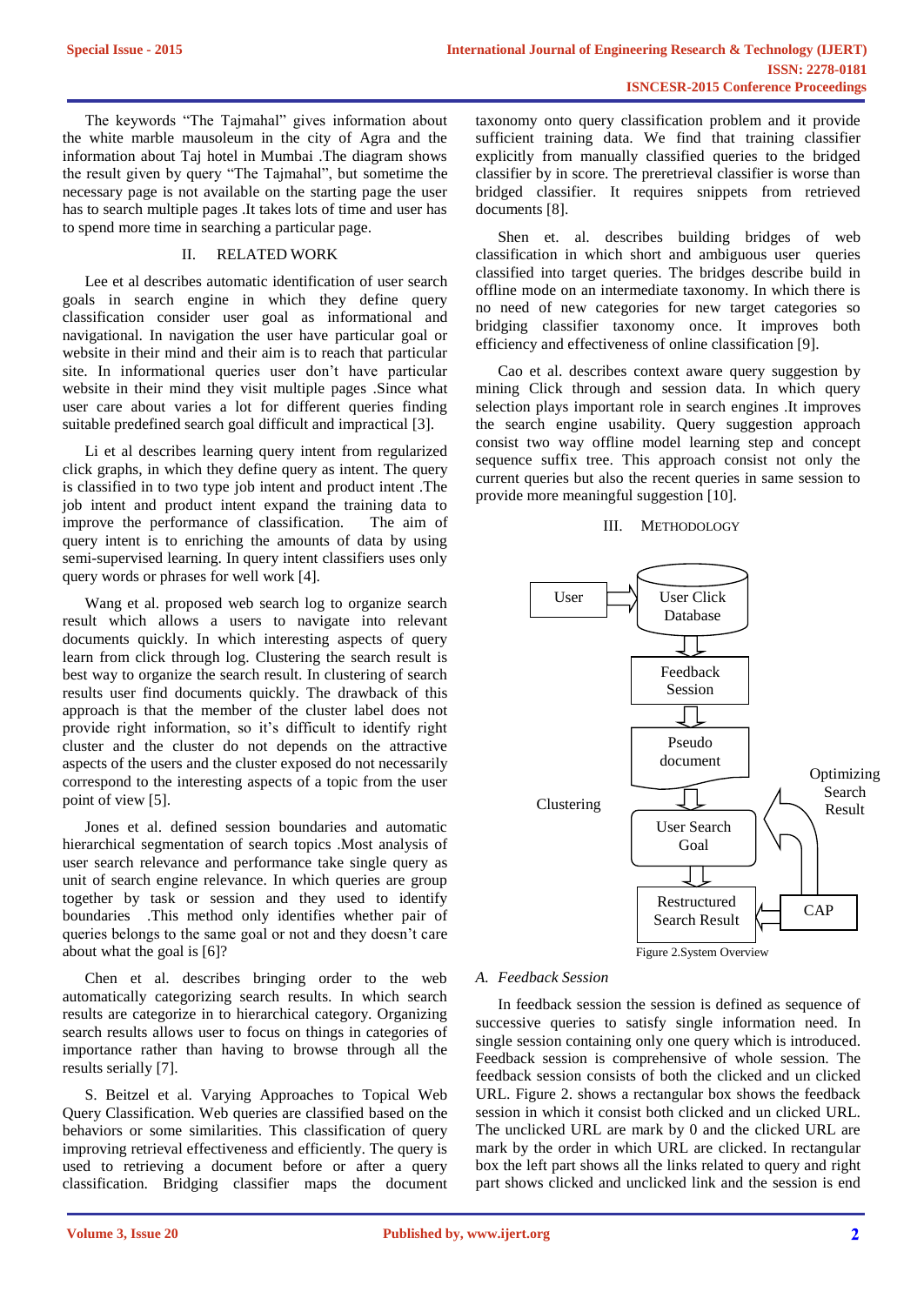The keywords "The Tajmahal" gives information about the white marble mausoleum in the city of Agra and the information about Taj hotel in Mumbai .The diagram shows the result given by query "The Tajmahal", but sometime the necessary page is not available on the starting page the user has to search multiple pages .It takes lots of time and user has to spend more time in searching a particular page.

## II. RELATED WORK

Lee et al describes automatic identification of user search goals in search engine in which they define query classification consider user goal as informational and navigational. In navigation the user have particular goal or website in their mind and their aim is to reach that particular site. In informational queries user don't have particular website in their mind they visit multiple pages .Since what user care about varies a lot for different queries finding suitable predefined search goal difficult and impractical [3].

Li et al describes learning query intent from regularized click graphs, in which they define query as intent. The query is classified in to two type job intent and product intent .The job intent and product intent expand the training data to improve the performance of classification. The aim of query intent is to enriching the amounts of data by using semi-supervised learning. In query intent classifiers uses only query words or phrases for well work [4].

Wang et al. proposed web search log to organize search result which allows a users to navigate into relevant documents quickly. In which interesting aspects of query learn from click through log. Clustering the search result is best way to organize the search result. In clustering of search results user find documents quickly. The drawback of this approach is that the member of the cluster label does not provide right information, so it's difficult to identify right cluster and the cluster do not depends on the attractive aspects of the users and the cluster exposed do not necessarily correspond to the interesting aspects of a topic from the user point of view [5].

Jones et al. defined session boundaries and automatic hierarchical segmentation of search topics .Most analysis of user search relevance and performance take single query as unit of search engine interaction. In which queries are group together by task or session and they used to identify boundaries .This method only identifies whether pair of queries belongs to the same goal or not and they doesn't care about what the goal is [6]?

Chen et al. describes bringing order to the web automatically categorizing search results. In which search results are categorize in to hierarchical category. Organizing search results allows user to focus on things in categories of importance rather than having to browse through all the results serially [7].

S. Beitzel et al. Varying Approaches to Topical Web Query Classification. Web queries are classified based on the behaviors or some similarities. This classification of query improving retrieval effectiveness and efficiently. The query is used to retrieving a document before or after a query classification. Bridging classifier maps the document taxonomy onto query classification problem and it provide sufficient training data. We find that training classifier explicitly from manually classified queries to the bridged classifier by in score. The preretrieval classifier is worse than bridged classifier. It requires snippets from retrieved documents [8].

Shen et. al. describes building bridges of web classification in which short and ambiguous user queries classified into target queries. The bridges describe build in offline mode on an intermediate taxonomy. In which there is no need of new categories for new target categories so bridging classifier taxonomy once. It improves both efficiency and effectiveness of online classification [9].

Cao et al. describes context aware query suggestion by mining Click through and session data. In which query selection plays important role in search engines .It improves the search engine usability. Query suggestion approach consist two way offline model learning step and concept sequence suffix tree. This approach consist not only the current queries but also the recent queries in same session to provide more meaningful suggestion [10].

## III. METHODOLOGY

User → User Click Database → Feedback Session → Pseudo document → User Search Goal → Restructured Search Result ← CAP → Optimizing Search Result; Clustering

Figure 2.System Overview

### A. Feedback Session

In feedback session the session is defined as sequence of successive queries to satisfy single information need. In single session containing only one query which is introduced. Feedback session is comprehensive of whole session. The feedback session consists of both the clicked and un clicked URL. Figure 2. shows a rectangular box shows the feedback session in which it consist both clicked and un clicked URL. The unclicked URL are mark by 0 and the clicked URL are mark by the order in which URL are clicked. In rectangular box the left part shows all the links related to query and right part shows clicked and unclicked link and the session is end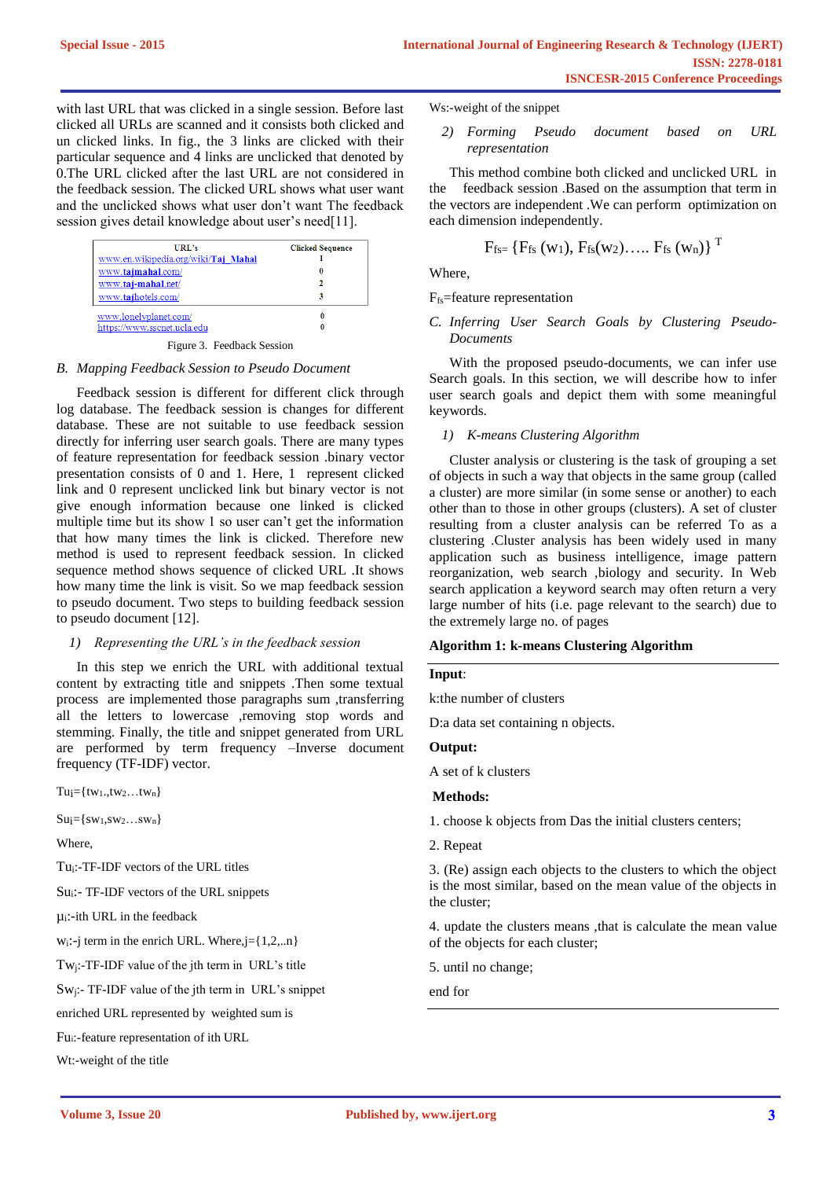with last URL that was clicked in a single session. Before last clicked all URLs are scanned and it consists both clicked and un clicked links. In fig., the 3 links are clicked with their particular sequence and 4 links are unclicked that denoted by 0.The URL clicked after the last URL are not considered in the feedback session. The clicked URL shows what user want and the unclicked shows what user don't want The feedback session gives detail knowledge about user's need[11].

| URL's | Clicked Sequence |
|---|---|
| www.en.wikipedia.org/wiki/Taj_Mahal | 1 |
| www.tajmahal.com/ | 0 |
| www.taj-mahal.net/ | 2 |
| www.tajhotels.com/ | 3 |
| www.lonelyplanet.com/ | 0 |
| https://www.sscnet.ucla.edu | 0 |

Figure 3. Feedback Session

### B. *Mapping Feedback Session to Pseudo Document*

Feedback session is different for different click through log database. The feedback session is changes for different database. These are not suitable to use feedback session directly for inferring user search goals. There are many types of feature representation for feedback session .binary vector presentation consists of 0 and 1. Here, 1 represent clicked link and 0 represent unclicked link but binary vector is not give enough information because one linked is clicked multiple time but its show 1 so user can't get the information that how many times the link is clicked. Therefore new method is used to represent feedback session. In clicked sequence method shows sequence of clicked URL .It shows how many time the link is visit. So we map feedback session to pseudo document. Two steps to building feedback session to pseudo document [12].

#### 1) *Representing the URL's in the feedback session*

In this step we enrich the URL with additional textual content by extracting title and snippets .Then some textual process are implemented those paragraphs sum ,transferring all the letters to lowercase ,removing stop words and stemming. Finally, the title and snippet generated from URL are performed by term frequency –Inverse document frequency (TF-IDF) vector.

$Tu_i=\{tw_1, tw_2 \ldots tw_n\}$

$Su_i=\{sw_1, sw_2 \ldots sw_n\}$

Where,

$Tu_i$:-TF-IDF vectors of the URL titles

$Su_i$:- TF-IDF vectors of the URL snippets

$\mu_i$:-ith URL in the feedback

$w_i$:-j term in the enrich URL. Where,j={1,2,..n}

$Tw_j$:-TF-IDF value of the jth term in URL's title

$Sw_j$:- TF-IDF value of the jth term in URL's snippet

enriched URL represented by weighted sum is

$Fu_i$:-feature representation of ith URL

Wt:-weight of the title

Ws:-weight of the snippet

#### 2) *Forming Pseudo document based on URL representation*

This method combine both clicked and unclicked URL in the feedback session .Based on the assumption that term in the vectors are independent .We can perform optimization on each dimension independently.

$$F_{fs}=\{F_{fs}(w_1), F_{fs}(w_2)\ldots\ldots F_{fs}(w_n)\}^T$$

Where,

$F_{fs}$=feature representation

### C. *Inferring User Search Goals by Clustering Pseudo-Documents*

With the proposed pseudo-documents, we can infer use Search goals. In this section, we will describe how to infer user search goals and depict them with some meaningful keywords.

#### 1) *K-means Clustering Algorithm*

Cluster analysis or clustering is the task of grouping a set of objects in such a way that objects in the same group (called a cluster) are more similar (in some sense or another) to each other than to those in other groups (clusters). A set of cluster resulting from a cluster analysis can be referred To as a clustering .Cluster analysis has been widely used in many application such as business intelligence, image pattern reorganization, web search ,biology and security. In Web search application a keyword search may often return a very large number of hits (i.e. page relevant to the search) due to the extremely large no. of pages

**Algorithm 1: k-means Clustering Algorithm**

**Input**:

k:the number of clusters

D:a data set containing n objects.

**Output:**

A set of k clusters

**Methods:**

1. choose k objects from Das the initial clusters centers;

2. Repeat

3. (Re) assign each objects to the clusters to which the object is the most similar, based on the mean value of the objects in the cluster;

4. update the clusters means ,that is calculate the mean value of the objects for each cluster;

5. until no change;

end for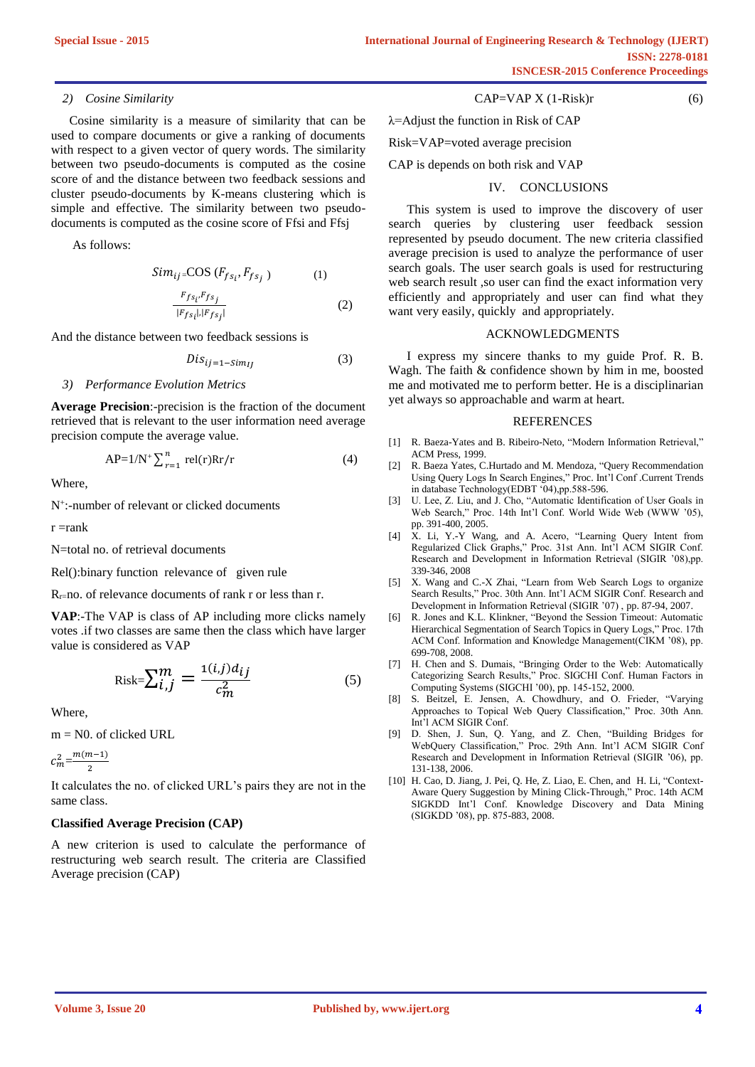### 2) *Cosine Similarity*

Cosine similarity is a measure of similarity that can be used to compare documents or give a ranking of documents with respect to a given vector of query words. The similarity between two pseudo-documents is computed as the cosine score of and the distance between two feedback sessions and cluster pseudo-documents by K-means clustering which is simple and effective. The similarity between two pseudo-documents is computed as the cosine score of Ffsi and Ffsj

As follows:

$$Sim_{ij} = \text{COS}\,(F_{fs_i}, F_{fs_j}) \qquad (1)$$

$$\frac{F_{fs_i} \cdot F_{fs_j}}{|F_{fs_i}| \cdot |F_{fs_j}|} \qquad (2)$$

And the distance between two feedback sessions is

$$Dis_{ij = 1 - Sim_{IJ}} \qquad (3)$$

### 3) *Performance Evolution Metrics*

**Average Precision**:-precision is the fraction of the document retrieved that is relevant to the user information need average precision compute the average value.

$$\text{AP} = 1/\text{N}^{+} \sum_{r=1}^{n} \text{rel(r)Rr}/\text{r} \qquad (4)$$

Where,

$N^{+}$:-number of relevant or clicked documents

r =rank

N=total no. of retrieval documents

Rel():binary function relevance of given rule

$R_r$=no. of relevance documents of rank r or less than r.

**VAP**:-The VAP is class of AP including more clicks namely votes .if two classes are same then the class which have larger value is considered as VAP

$$\text{Risk} = \sum_{i,j}^{m} = \frac{1(i,j)d_{ij}}{c_m^2} \qquad (5)$$

Where,

m = N0. of clicked URL

$c_m^2 = \frac{m(m-1)}{2}$

It calculates the no. of clicked URL's pairs they are not in the same class.

**Classified Average Precision (CAP)**

A new criterion is used to calculate the performance of restructuring web search result. The criteria are Classified Average precision (CAP)

$$\text{CAP} = \text{VAP X (1-Risk)r} \qquad (6)$$

λ=Adjust the function in Risk of CAP

Risk=VAP=voted average precision

CAP is depends on both risk and VAP

## IV. CONCLUSIONS

This system is used to improve the discovery of user search queries by clustering user feedback session represented by pseudo document. The new criteria classified average precision is used to analyze the performance of user search goals. The user search goals is used for restructuring web search result ,so user can find the exact information very efficiently and appropriately and user can find what they want very easily, quickly and appropriately.

## ACKNOWLEDGMENTS

I express my sincere thanks to my guide Prof. R. B. Wagh. The faith & confidence shown by him in me, boosted me and motivated me to perform better. He is a disciplinarian yet always so approachable and warm at heart.

## REFERENCES

[1] R. Baeza-Yates and B. Ribeiro-Neto, "Modern Information Retrieval," ACM Press, 1999.

[2] R. Baeza Yates, C.Hurtado and M. Mendoza, "Query Recommendation Using Query Logs In Search Engines," Proc. Int'l Conf .Current Trends in database Technology(EDBT '04),pp.588-596.

[3] U. Lee, Z. Liu, and J. Cho, "Automatic Identification of User Goals in Web Search," Proc. 14th Int'l Conf. World Wide Web (WWW '05), pp. 391-400, 2005.

[4] X. Li, Y.-Y Wang, and A. Acero, "Learning Query Intent from Regularized Click Graphs," Proc. 31st Ann. Int'l ACM SIGIR Conf. Research and Development in Information Retrieval (SIGIR '08),pp. 339-346, 2008

[5] X. Wang and C.-X Zhai, "Learn from Web Search Logs to organize Search Results," Proc. 30th Ann. Int'l ACM SIGIR Conf. Research and Development in Information Retrieval (SIGIR '07) , pp. 87-94, 2007.

[6] R. Jones and K.L. Klinkner, "Beyond the Session Timeout: Automatic Hierarchical Segmentation of Search Topics in Query Logs," Proc. 17th ACM Conf. Information and Knowledge Management(CIKM '08), pp. 699-708, 2008.

[7] H. Chen and S. Dumais, "Bringing Order to the Web: Automatically Categorizing Search Results," Proc. SIGCHI Conf. Human Factors in Computing Systems (SIGCHI '00), pp. 145-152, 2000.

[8] S. Beitzel, E. Jensen, A. Chowdhury, and O. Frieder, "Varying Approaches to Topical Web Query Classification," Proc. 30th Ann. Int'l ACM SIGIR Conf.

[9] D. Shen, J. Sun, Q. Yang, and Z. Chen, "Building Bridges for WebQuery Classification," Proc. 29th Ann. Int'l ACM SIGIR Conf Research and Development in Information Retrieval (SIGIR '06), pp. 131-138, 2006.

[10] H. Cao, D. Jiang, J. Pei, Q. He, Z. Liao, E. Chen, and H. Li, "Context-Aware Query Suggestion by Mining Click-Through," Proc. 14th ACM SIGKDD Int'l Conf. Knowledge Discovery and Data Mining (SIGKDD '08), pp. 875-883, 2008.